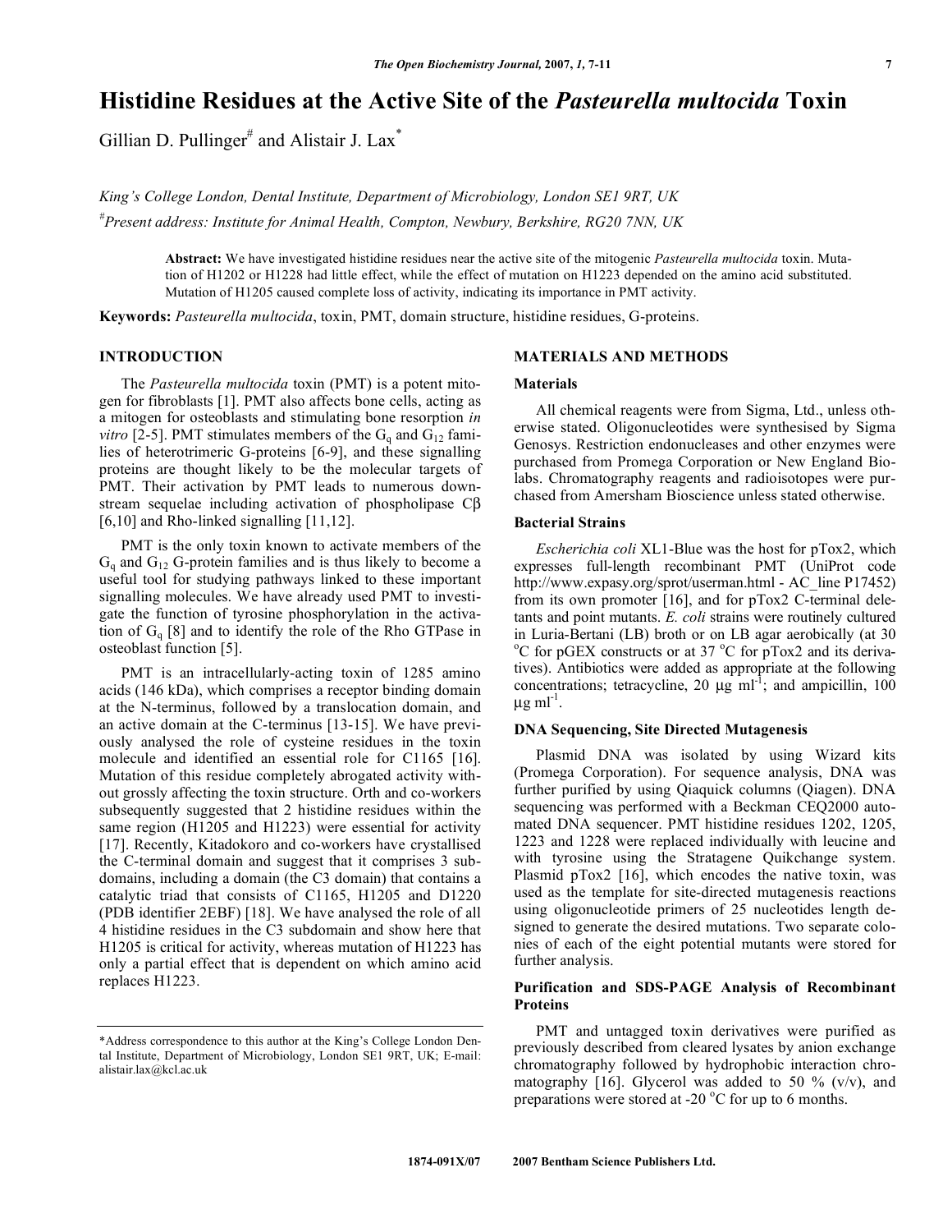# Histidine Residues at the Active Site of the *Pasteurella multocida* Toxin

Gillian D. Pullinger[#] and Alistair J. Lax[*]

*King's College London, Dental Institute, Department of Microbiology, London SE1 9RT, UK*

[#]*Present address: Institute for Animal Health, Compton, Newbury, Berkshire, RG20 7NN, UK*

**Abstract:** We have investigated histidine residues near the active site of the mitogenic *Pasteurella multocida* toxin. Mutation of H1202 or H1228 had little effect, while the effect of mutation on H1223 depended on the amino acid substituted. Mutation of H1205 caused complete loss of activity, indicating its importance in PMT activity.

**Keywords:** *Pasteurella multocida*, toxin, PMT, domain structure, histidine residues, G-proteins.

## INTRODUCTION

The *Pasteurella multocida* toxin (PMT) is a potent mitogen for fibroblasts [1]. PMT also affects bone cells, acting as a mitogen for osteoblasts and stimulating bone resorption *in vitro* [2-5]. PMT stimulates members of the $G_q$ and $G_{12}$ families of heterotrimeric G-proteins [6-9], and these signalling proteins are thought likely to be the molecular targets of PMT. Their activation by PMT leads to numerous downstream sequelae including activation of phospholipase C$\beta$ [6,10] and Rho-linked signalling [11,12].

PMT is the only toxin known to activate members of the $G_q$ and $G_{12}$ G-protein families and is thus likely to become a useful tool for studying pathways linked to these important signalling molecules. We have already used PMT to investigate the function of tyrosine phosphorylation in the activation of $G_q$ [8] and to identify the role of the Rho GTPase in osteoblast function [5].

PMT is an intracellularly-acting toxin of 1285 amino acids (146 kDa), which comprises a receptor binding domain at the N-terminus, followed by a translocation domain, and an active domain at the C-terminus [13-15]. We have previously analysed the role of cysteine residues in the toxin molecule and identified an essential role for C1165 [16]. Mutation of this residue completely abrogated activity without grossly affecting the toxin structure. Orth and co-workers subsequently suggested that 2 histidine residues within the same region (H1205 and H1223) were essential for activity [17]. Recently, Kitadokoro and co-workers have crystallised the C-terminal domain and suggest that it comprises 3 subdomains, including a domain (the C3 domain) that contains a catalytic triad that consists of C1165, H1205 and D1220 (PDB identifier 2EBF) [18]. We have analysed the role of all 4 histidine residues in the C3 subdomain and show here that H1205 is critical for activity, whereas mutation of H1223 has only a partial effect that is dependent on which amino acid replaces H1223.

\*Address correspondence to this author at the King's College London Dental Institute, Department of Microbiology, London SE1 9RT, UK; E-mail: alistair.lax@kcl.ac.uk

## MATERIALS AND METHODS

### Materials

All chemical reagents were from Sigma, Ltd., unless otherwise stated. Oligonucleotides were synthesised by Sigma Genosys. Restriction endonucleases and other enzymes were purchased from Promega Corporation or New England Biolabs. Chromatography reagents and radioisotopes were purchased from Amersham Bioscience unless stated otherwise.

### Bacterial Strains

*Escherichia coli* XL1-Blue was the host for pTox2, which expresses full-length recombinant PMT (UniProt code http://www.expasy.org/sprot/userman.html - AC_line P17452) from its own promoter [16], and for pTox2 C-terminal deletants and point mutants. *E. coli* strains were routinely cultured in Luria-Bertani (LB) broth or on LB agar aerobically (at 30 °C for pGEX constructs or at 37 °C for pTox2 and its derivatives). Antibiotics were added as appropriate at the following concentrations; tetracycline, 20 μg ml$^{-1}$; and ampicillin, 100 μg ml$^{-1}$.

### DNA Sequencing, Site Directed Mutagenesis

Plasmid DNA was isolated by using Wizard kits (Promega Corporation). For sequence analysis, DNA was further purified by using Qiaquick columns (Qiagen). DNA sequencing was performed with a Beckman CEQ2000 automated DNA sequencer. PMT histidine residues 1202, 1205, 1223 and 1228 were replaced individually with leucine and with tyrosine using the Stratagene Quikchange system. Plasmid pTox2 [16], which encodes the native toxin, was used as the template for site-directed mutagenesis reactions using oligonucleotide primers of 25 nucleotides length designed to generate the desired mutations. Two separate colonies of each of the eight potential mutants were stored for further analysis.

### Purification and SDS-PAGE Analysis of Recombinant Proteins

PMT and untagged toxin derivatives were purified as previously described from cleared lysates by anion exchange chromatography followed by hydrophobic interaction chromatography [16]. Glycerol was added to 50 % (v/v), and preparations were stored at -20 °C for up to 6 months.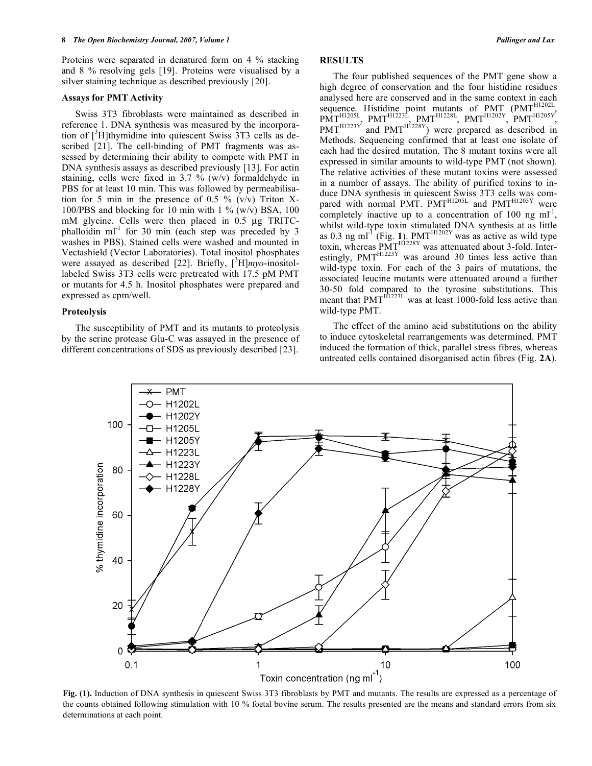Proteins were separated in denatured form on 4 % stacking and 8 % resolving gels [19]. Proteins were visualised by a silver staining technique as described previously [20].

### Assays for PMT Activity

Swiss 3T3 fibroblasts were maintained as described in reference 1. DNA synthesis was measured by the incorporation of [$^3$H]thymidine into quiescent Swiss 3T3 cells as described [21]. The cell-binding of PMT fragments was assessed by determining their ability to compete with PMT in DNA synthesis assays as described previously [13]. For actin staining, cells were fixed in 3.7 % (w/v) formaldehyde in PBS for at least 10 min. This was followed by permeabilisation for 5 min in the presence of 0.5 % (v/v) Triton X-100/PBS and blocking for 10 min with 1 % (w/v) BSA, 100 mM glycine. Cells were then placed in 0.5 µg TRITC-phalloidin ml$^{-1}$ for 30 min (each step was preceded by 3 washes in PBS). Stained cells were washed and mounted in Vectashield (Vector Laboratories). Total inositol phosphates were assayed as described [22]. Briefly, [$^3$H]*myo*-inositol-labeled Swiss 3T3 cells were pretreated with 17.5 pM PMT or mutants for 4.5 h. Inositol phosphates were prepared and expressed as cpm/well.

### Proteolysis

The susceptibility of PMT and its mutants to proteolysis by the serine protease Glu-C was assayed in the presence of different concentrations of SDS as previously described [23].

## RESULTS

The four published sequences of the PMT gene show a high degree of conservation and the four histidine residues analysed here are conserved and in the same context in each sequence. Histidine point mutants of PMT (PMT$^{H1202L}$, PMT$^{H1205L}$, PMT$^{H1223L}$, PMT$^{H1228L}$, PMT$^{H1202Y}$, PMT$^{H1205Y}$, PMT$^{H1223Y}$ and PMT$^{H1228Y}$) were prepared as described in Methods. Sequencing confirmed that at least one isolate of each had the desired mutation. The 8 mutant toxins were all expressed in similar amounts to wild-type PMT (not shown). The relative activities of these mutant toxins were assessed in a number of assays. The ability of purified toxins to induce DNA synthesis in quiescent Swiss 3T3 cells was compared with normal PMT. PMT$^{H1205L}$ and PMT$^{H1205Y}$ were completely inactive up to a concentration of 100 ng ml$^{-1}$, whilst wild-type toxin stimulated DNA synthesis at as little as 0.3 ng ml$^{-1}$ (Fig. **1**). PMT$^{H1202Y}$ was as active as wild type toxin, whereas PMT$^{H1228Y}$ was attenuated about 3-fold. Interestingly, PMT$^{H1223Y}$ was around 30 times less active than wild-type toxin. For each of the 3 pairs of mutations, the associated leucine mutants were attenuated around a further 30-50 fold compared to the tyrosine substitutions. This meant that PMT$^{H1223L}$ was at least 1000-fold less active than wild-type PMT.

The effect of the amino acid substitutions on the ability to induce cytoskeletal rearrangements was determined. PMT induced the formation of thick, parallel stress fibres, whereas untreated cells contained disorganised actin fibres (Fig. **2A**).

**Fig. (1).** Induction of DNA synthesis in quiescent Swiss 3T3 fibroblasts by PMT and mutants. The results are expressed as a percentage of the counts obtained following stimulation with 10 % foetal bovine serum. The results presented are the means and standard errors from six determinations at each point.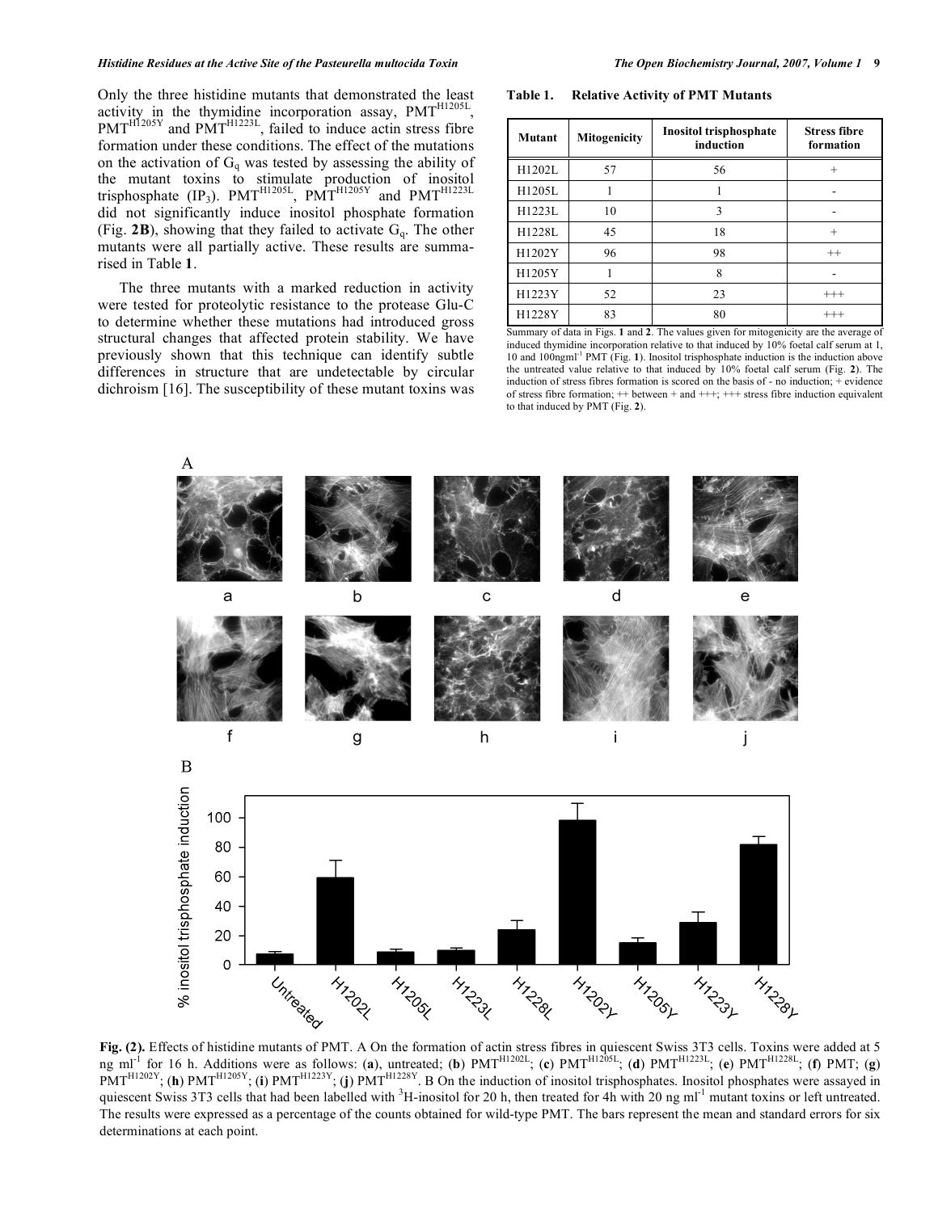Only the three histidine mutants that demonstrated the least activity in the thymidine incorporation assay, $PMT^{H1205L}$, $PMT^{H1205Y}$ and $PMT^{H1223L}$, failed to induce actin stress fibre formation under these conditions. The effect of the mutations on the activation of $G_q$ was tested by assessing the ability of the mutant toxins to stimulate production of inositol trisphosphate ($IP_3$). $PMT^{H1205L}$, $PMT^{H1205Y}$ and $PMT^{H1223L}$ did not significantly induce inositol phosphate formation (Fig. **2B**), showing that they failed to activate $G_q$. The other mutants were all partially active. These results are summarised in Table **1**.

The three mutants with a marked reduction in activity were tested for proteolytic resistance to the protease Glu-C to determine whether these mutations had introduced gross structural changes that affected protein stability. We have previously shown that this technique can identify subtle differences in structure that are undetectable by circular dichroism [16]. The susceptibility of these mutant toxins was

**Table 1. Relative Activity of PMT Mutants**

| Mutant | Mitogenicity | Inositol trisphosphate induction | Stress fibre formation |
|---|---|---|---|
| H1202L | 57 | 56 | + |
| H1205L | 1 | 1 | - |
| H1223L | 10 | 3 | - |
| H1228L | 45 | 18 | + |
| H1202Y | 96 | 98 | ++ |
| H1205Y | 1 | 8 | - |
| H1223Y | 52 | 23 | +++ |
| H1228Y | 83 | 80 | +++ |

Summary of data in Figs. **1** and **2**. The values given for mitogenicity are the average of induced thymidine incorporation relative to that induced by 10% foetal calf serum at 1, 10 and 100ngml$^{-1}$ PMT (Fig. **1**). Inositol trisphosphate induction is the induction above the untreated value relative to that induced by 10% foetal calf serum (Fig. **2**). The induction of stress fibres formation is scored on the basis of - no induction; + evidence of stress fibre formation; ++ between + and +++; +++ stress fibre induction equivalent to that induced by PMT (Fig. **2**).

**Fig. (2).** Effects of histidine mutants of PMT. A On the formation of actin stress fibres in quiescent Swiss 3T3 cells. Toxins were added at 5 ng ml$^{-1}$ for 16 h. Additions were as follows: (**a**), untreated; (**b**) $PMT^{H1202L}$; (**c**) $PMT^{H1205L}$; (**d**) $PMT^{H1223L}$; (**e**) $PMT^{H1228L}$; (**f**) PMT; (**g**) $PMT^{H1202Y}$; (**h**) $PMT^{H1205Y}$; (**i**) $PMT^{H1223Y}$; (**j**) $PMT^{H1228Y}$. B On the induction of inositol trisphosphates. Inositol phosphates were assayed in quiescent Swiss 3T3 cells that had been labelled with $^3$H-inositol for 20 h, then treated for 4h with 20 ng ml$^{-1}$ mutant toxins or left untreated. The results were expressed as a percentage of the counts obtained for wild-type PMT. The bars represent the mean and standard errors for six determinations at each point.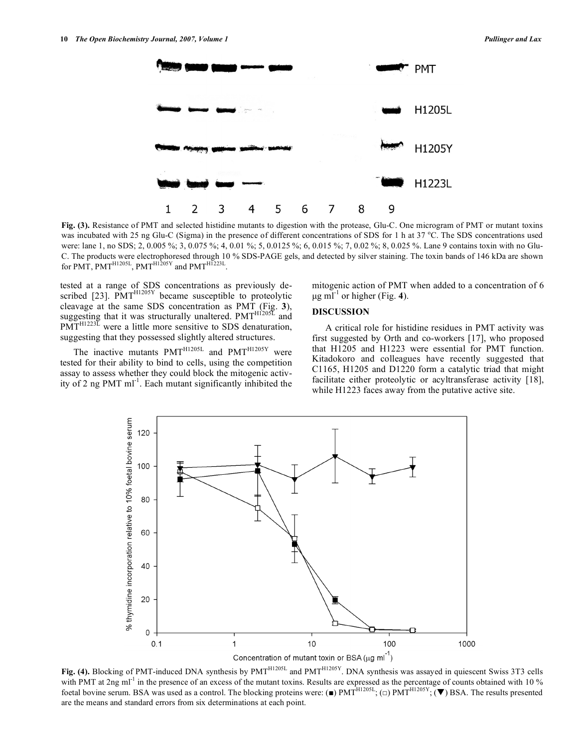Fig. (3). Resistance of PMT and selected histidine mutants to digestion with the protease, Glu-C. One microgram of PMT or mutant toxins was incubated with 25 ng Glu-C (Sigma) in the presence of different concentrations of SDS for 1 h at 37 °C. The SDS concentrations used were: lane 1, no SDS; 2, 0.005 %; 3, 0.075 %; 4, 0.01 %; 5, 0.0125 %; 6, 0.015 %; 7, 0.02 %; 8, 0.025 %. Lane 9 contains toxin with no Glu-C. The products were electrophoresed through 10 % SDS-PAGE gels, and detected by silver staining. The toxin bands of 146 kDa are shown for PMT, $PMT^{H1205L}$, $PMT^{H1205Y}$ and $PMT^{H1223L}$.

tested at a range of SDS concentrations as previously described [23]. $PMT^{H1205Y}$ became susceptible to proteolytic cleavage at the same SDS concentration as PMT (Fig. 3), suggesting that it was structurally unaltered. $PMT^{H1205L}$ and $PMT^{H1223L}$ were a little more sensitive to SDS denaturation, suggesting that they possessed slightly altered structures.

The inactive mutants $PMT^{H1205L}$ and $PMT^{H1205Y}$ were tested for their ability to bind to cells, using the competition assay to assess whether they could block the mitogenic activity of 2 ng PMT ml$^{-1}$. Each mutant significantly inhibited the mitogenic action of PMT when added to a concentration of 6 μg ml$^{-1}$ or higher (Fig. 4).

## DISCUSSION

A critical role for histidine residues in PMT activity was first suggested by Orth and co-workers [17], who proposed that H1205 and H1223 were essential for PMT function. Kitadokoro and colleagues have recently suggested that C1165, H1205 and D1220 form a catalytic triad that might facilitate either proteolytic or acyltransferase activity [18], while H1223 faces away from the putative active site.

Fig. (4). Blocking of PMT-induced DNA synthesis by $PMT^{H1205L}$ and $PMT^{H1205Y}$. DNA synthesis was assayed in quiescent Swiss 3T3 cells with PMT at 2ng ml$^{-1}$ in the presence of an excess of the mutant toxins. Results are expressed as the percentage of counts obtained with 10 % foetal bovine serum. BSA was used as a control. The blocking proteins were: (■) $PMT^{H1205L}$; (□) $PMT^{H1205Y}$; (▼) BSA. The results presented are the means and standard errors from six determinations at each point.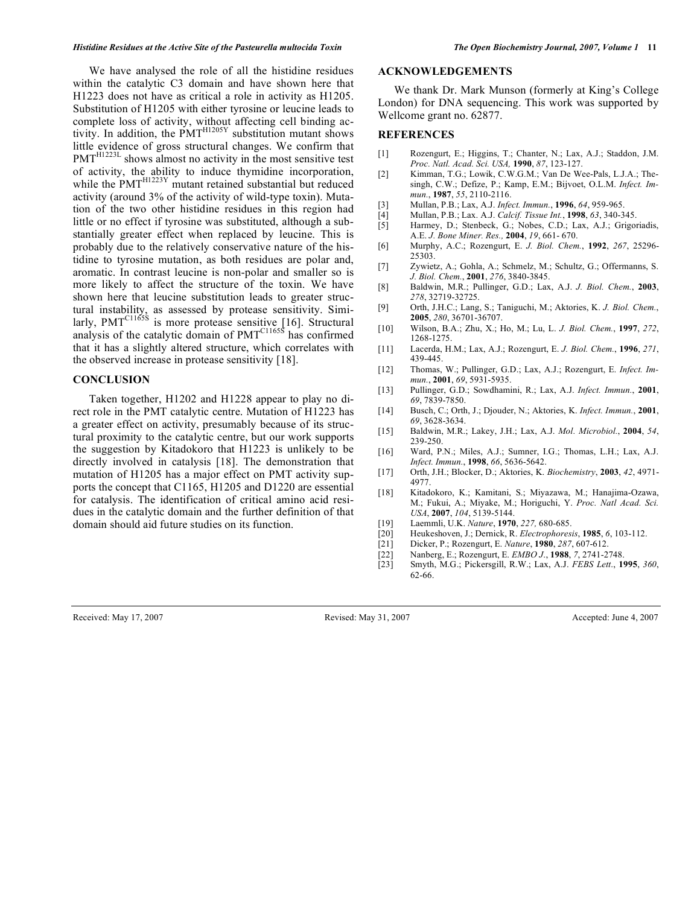We have analysed the role of all the histidine residues within the catalytic C3 domain and have shown here that H1223 does not have as critical a role in activity as H1205. Substitution of H1205 with either tyrosine or leucine leads to complete loss of activity, without affecting cell binding activity. In addition, the $PMT^{H1205Y}$ substitution mutant shows little evidence of gross structural changes. We confirm that $PMT^{H1223L}$ shows almost no activity in the most sensitive test of activity, the ability to induce thymidine incorporation, while the $PMT^{H1223Y}$ mutant retained substantial but reduced activity (around 3% of the activity of wild-type toxin). Mutation of the two other histidine residues in this region had little or no effect if tyrosine was substituted, although a substantially greater effect when replaced by leucine. This is probably due to the relatively conservative nature of the histidine to tyrosine mutation, as both residues are polar and, aromatic. In contrast leucine is non-polar and smaller so is more likely to affect the structure of the toxin. We have shown here that leucine substitution leads to greater structural instability, as assessed by protease sensitivity. Similarly, $PMT^{C1165S}$ is more protease sensitive [16]. Structural analysis of the catalytic domain of $PMT^{C1165S}$ has confirmed that it has a slightly altered structure, which correlates with the observed increase in protease sensitivity [18].

## CONCLUSION

Taken together, H1202 and H1228 appear to play no direct role in the PMT catalytic centre. Mutation of H1223 has a greater effect on activity, presumably because of its structural proximity to the catalytic centre, but our work supports the suggestion by Kitadokoro that H1223 is unlikely to be directly involved in catalysis [18]. The demonstration that mutation of H1205 has a major effect on PMT activity supports the concept that C1165, H1205 and D1220 are essential for catalysis. The identification of critical amino acid residues in the catalytic domain and the further definition of that domain should aid future studies on its function.

## ACKNOWLEDGEMENTS

We thank Dr. Mark Munson (formerly at King's College London) for DNA sequencing. This work was supported by Wellcome grant no. 62877.

## REFERENCES

[1] Rozengurt, E.; Higgins, T.; Chanter, N.; Lax, A.J.; Staddon, J.M. *Proc. Natl. Acad. Sci. USA,* **1990**, *87*, 123-127.

[2] Kimman, T.G.; Lowik, C.W.G.M.; Van De Wee-Pals, L.J.A.; Thesingh, C.W.; Defize, P.; Kamp, E.M.; Bijvoet, O.L.M. *Infect. Immun.*, **1987**, *55*, 2110-2116.

[3] Mullan, P.B.; Lax, A.J. *Infect. Immun.*, **1996**, *64*, 959-965.

[4] Mullan, P.B.; Lax. A.J. *Calcif. Tissue Int.*, **1998**, *63*, 340-345.

[5] Harmey, D.; Stenbeck, G.; Nobes, C.D.; Lax, A.J.; Grigoriadis, A.E. *J. Bone Miner. Res.,* **2004**, *19*, 661- 670.

[6] Murphy, A.C.; Rozengurt, E. *J. Biol. Chem.*, **1992**, *267*, 25296-25303.

[7] Zywietz, A.; Gohla, A.; Schmelz, M.; Schultz, G.; Offermanns, S. *J. Biol. Chem.*, **2001**, *276*, 3840-3845.

[8] Baldwin, M.R.; Pullinger, G.D.; Lax, A.J. *J. Biol. Chem.*, **2003**, *278*, 32719-32725.

[9] Orth, J.H.C.; Lang, S.; Taniguchi, M.; Aktories, K. *J. Biol. Chem.*, **2005**, *280*, 36701-36707.

[10] Wilson, B.A.; Zhu, X.; Ho, M.; Lu, L. *J. Biol. Chem.*, **1997**, *272*, 1268-1275.

[11] Lacerda, H.M.; Lax, A.J.; Rozengurt, E. *J. Biol. Chem.*, **1996**, *271*, 439-445.

[12] Thomas, W.; Pullinger, G.D.; Lax, A.J.; Rozengurt, E. *Infect. Immun.*, **2001**, *69*, 5931-5935.

[13] Pullinger, G.D.; Sowdhamini, R.; Lax, A.J. *Infect. Immun.*, **2001**, *69*, 7839-7850.

[14] Busch, C.; Orth, J.; Djouder, N.; Aktories, K. *Infect. Immun.*, **2001**, *69*, 3628-3634.

[15] Baldwin, M.R.; Lakey, J.H.; Lax, A.J. *Mol. Microbiol.*, **2004**, *54*, 239-250.

[16] Ward, P.N.; Miles, A.J.; Sumner, I.G.; Thomas, L.H.; Lax, A.J. *Infect. Immun.*, **1998**, *66*, 5636-5642.

[17] Orth, J.H.; Blocker, D.; Aktories, K. *Biochemistry*, **2003**, *42*, 4971-4977.

[18] Kitadokoro, K.; Kamitani, S.; Miyazawa, M.; Hanajima-Ozawa, M.; Fukui, A.; Miyake, M.; Horiguchi, Y. *Proc. Natl Acad. Sci. USA*, **2007**, *104*, 5139-5144.

[19] Laemmli, U.K. *Nature*, **1970**, *227,* 680-685.

[20] Heukeshoven, J.; Dernick, R. *Electrophoresis*, **1985**, *6*, 103-112.

[21] Dicker, P.; Rozengurt, E. *Nature*, **1980**, *287*, 607-612.

[22] Nanberg, E.; Rozengurt, E. *EMBO J.*, **1988**, *7*, 2741-2748.

[23] Smyth, M.G.; Pickersgill, R.W.; Lax, A.J. *FEBS Lett*., **1995**, *360*, 62-66.

Received: May 17, 2007 Revised: May 31, 2007 Accepted: June 4, 2007